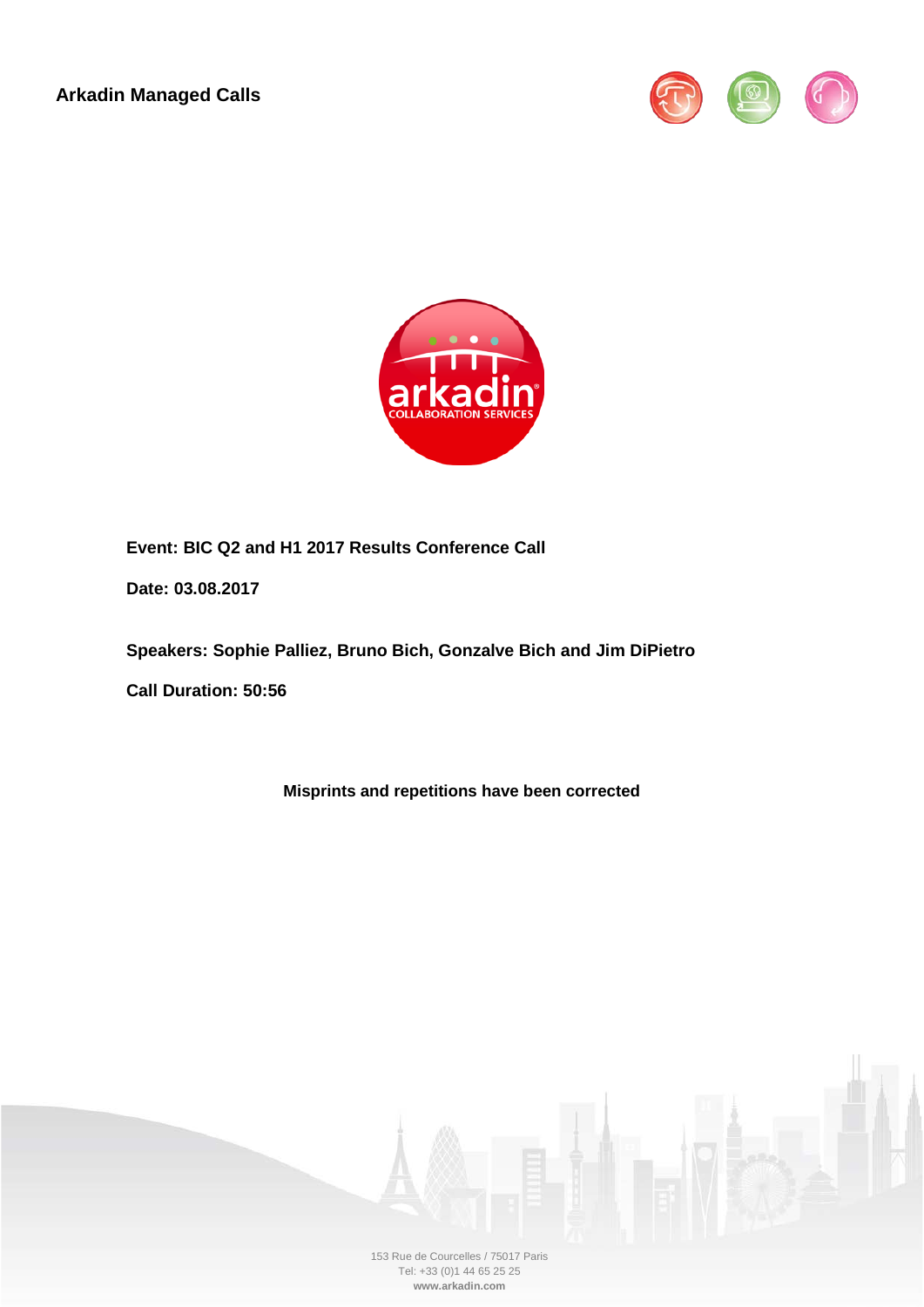**Arkadin Managed Calls**

**Event: BIC Q2 and H1 2017 Results Conference Call**

**Date: 03.08.2017**

**Speakers: Sophie Palliez, Bruno Bich, Gonzalve Bich and Jim DiPietro**

**Call Duration: 50:56**

**Misprints and repetitions have been corrected**

153 Rue de Courcelles / 75017 Paris
Tel: +33 (0)1 44 65 25 25
**www.arkadin.com**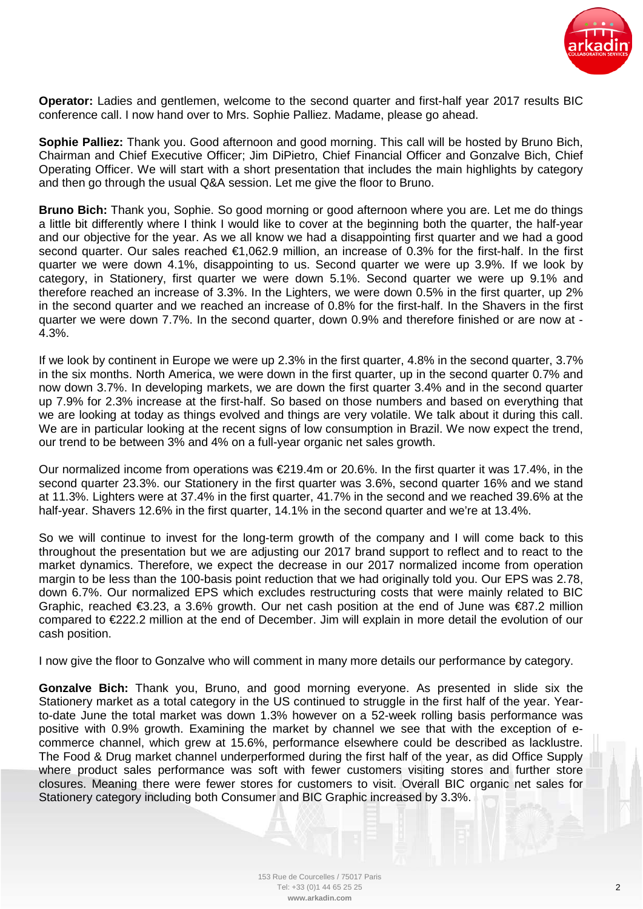**Operator:** Ladies and gentlemen, welcome to the second quarter and first-half year 2017 results BIC conference call. I now hand over to Mrs. Sophie Palliez. Madame, please go ahead.

**Sophie Palliez:** Thank you. Good afternoon and good morning. This call will be hosted by Bruno Bich, Chairman and Chief Executive Officer; Jim DiPietro, Chief Financial Officer and Gonzalve Bich, Chief Operating Officer. We will start with a short presentation that includes the main highlights by category and then go through the usual Q&A session. Let me give the floor to Bruno.

**Bruno Bich:** Thank you, Sophie. So good morning or good afternoon where you are. Let me do things a little bit differently where I think I would like to cover at the beginning both the quarter, the half-year and our objective for the year. As we all know we had a disappointing first quarter and we had a good second quarter. Our sales reached €1,062.9 million, an increase of 0.3% for the first-half. In the first quarter we were down 4.1%, disappointing to us. Second quarter we were up 3.9%. If we look by category, in Stationery, first quarter we were down 5.1%. Second quarter we were up 9.1% and therefore reached an increase of 3.3%. In the Lighters, we were down 0.5% in the first quarter, up 2% in the second quarter and we reached an increase of 0.8% for the first-half. In the Shavers in the first quarter we were down 7.7%. In the second quarter, down 0.9% and therefore finished or are now at -4.3%.

If we look by continent in Europe we were up 2.3% in the first quarter, 4.8% in the second quarter, 3.7% in the six months. North America, we were down in the first quarter, up in the second quarter 0.7% and now down 3.7%. In developing markets, we are down the first quarter 3.4% and in the second quarter up 7.9% for 2.3% increase at the first-half. So based on those numbers and based on everything that we are looking at today as things evolved and things are very volatile. We talk about it during this call. We are in particular looking at the recent signs of low consumption in Brazil. We now expect the trend, our trend to be between 3% and 4% on a full-year organic net sales growth.

Our normalized income from operations was €219.4m or 20.6%. In the first quarter it was 17.4%, in the second quarter 23.3%. our Stationery in the first quarter was 3.6%, second quarter 16% and we stand at 11.3%. Lighters were at 37.4% in the first quarter, 41.7% in the second and we reached 39.6% at the half-year. Shavers 12.6% in the first quarter, 14.1% in the second quarter and we're at 13.4%.

So we will continue to invest for the long-term growth of the company and I will come back to this throughout the presentation but we are adjusting our 2017 brand support to reflect and to react to the market dynamics. Therefore, we expect the decrease in our 2017 normalized income from operation margin to be less than the 100-basis point reduction that we had originally told you. Our EPS was 2.78, down 6.7%. Our normalized EPS which excludes restructuring costs that were mainly related to BIC Graphic, reached €3.23, a 3.6% growth. Our net cash position at the end of June was €87.2 million compared to €222.2 million at the end of December. Jim will explain in more detail the evolution of our cash position.

I now give the floor to Gonzalve who will comment in many more details our performance by category.

**Gonzalve Bich:** Thank you, Bruno, and good morning everyone. As presented in slide six the Stationery market as a total category in the US continued to struggle in the first half of the year. Year-to-date June the total market was down 1.3% however on a 52-week rolling basis performance was positive with 0.9% growth. Examining the market by channel we see that with the exception of e-commerce channel, which grew at 15.6%, performance elsewhere could be described as lacklustre. The Food & Drug market channel underperformed during the first half of the year, as did Office Supply where product sales performance was soft with fewer customers visiting stores and further store closures. Meaning there were fewer stores for customers to visit. Overall BIC organic net sales for Stationery category including both Consumer and BIC Graphic increased by 3.3%.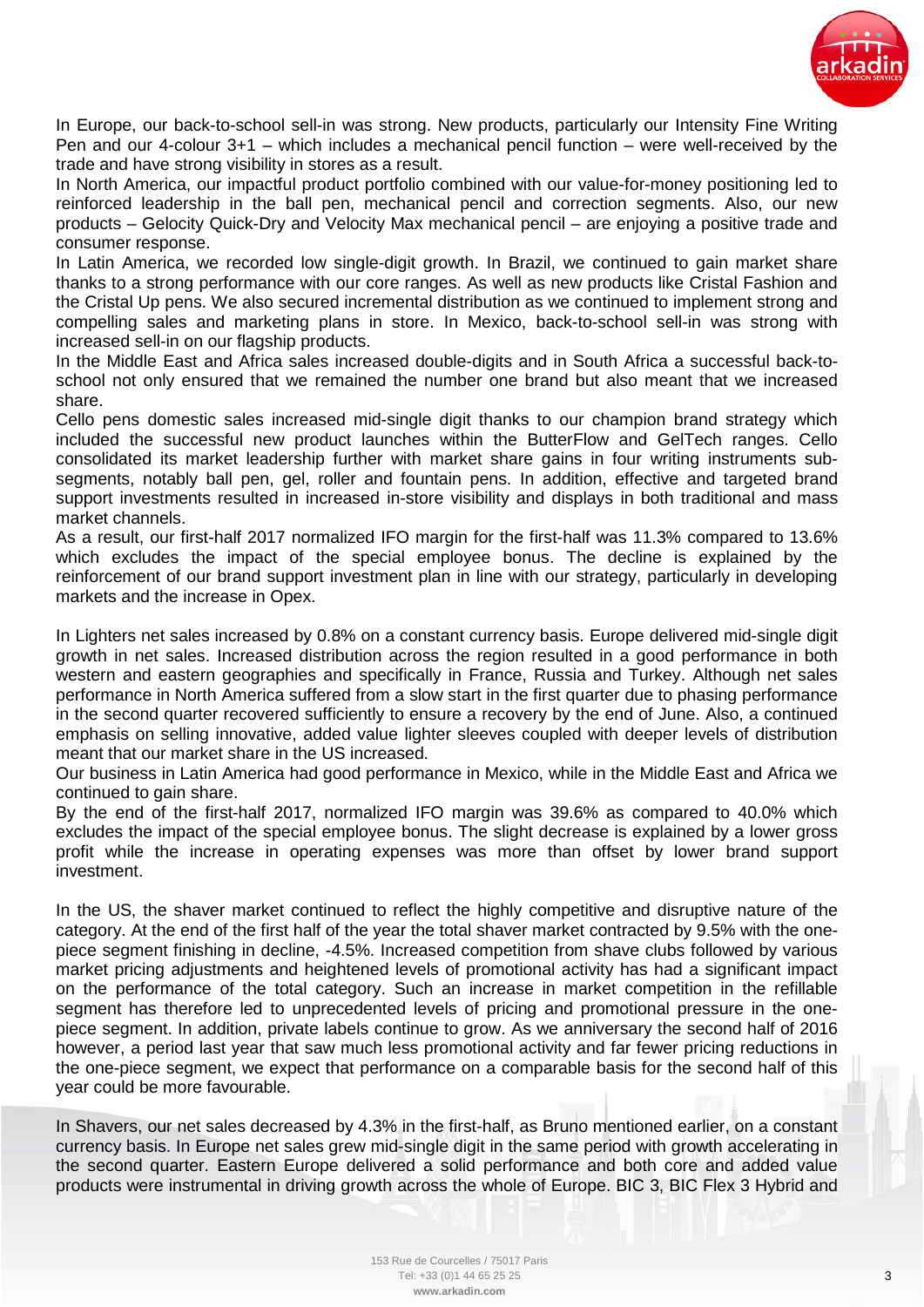In Europe, our back-to-school sell-in was strong. New products, particularly our Intensity Fine Writing Pen and our 4-colour 3+1 – which includes a mechanical pencil function – were well-received by the trade and have strong visibility in stores as a result.

In North America, our impactful product portfolio combined with our value-for-money positioning led to reinforced leadership in the ball pen, mechanical pencil and correction segments. Also, our new products – Gelocity Quick-Dry and Velocity Max mechanical pencil – are enjoying a positive trade and consumer response.

In Latin America, we recorded low single-digit growth. In Brazil, we continued to gain market share thanks to a strong performance with our core ranges. As well as new products like Cristal Fashion and the Cristal Up pens. We also secured incremental distribution as we continued to implement strong and compelling sales and marketing plans in store. In Mexico, back-to-school sell-in was strong with increased sell-in on our flagship products.

In the Middle East and Africa sales increased double-digits and in South Africa a successful back-to-school not only ensured that we remained the number one brand but also meant that we increased share.

Cello pens domestic sales increased mid-single digit thanks to our champion brand strategy which included the successful new product launches within the ButterFlow and GelTech ranges. Cello consolidated its market leadership further with market share gains in four writing instruments sub-segments, notably ball pen, gel, roller and fountain pens. In addition, effective and targeted brand support investments resulted in increased in-store visibility and displays in both traditional and mass market channels.

As a result, our first-half 2017 normalized IFO margin for the first-half was 11.3% compared to 13.6% which excludes the impact of the special employee bonus. The decline is explained by the reinforcement of our brand support investment plan in line with our strategy, particularly in developing markets and the increase in Opex.

In Lighters net sales increased by 0.8% on a constant currency basis. Europe delivered mid-single digit growth in net sales. Increased distribution across the region resulted in a good performance in both western and eastern geographies and specifically in France, Russia and Turkey. Although net sales performance in North America suffered from a slow start in the first quarter due to phasing performance in the second quarter recovered sufficiently to ensure a recovery by the end of June. Also, a continued emphasis on selling innovative, added value lighter sleeves coupled with deeper levels of distribution meant that our market share in the US increased.

Our business in Latin America had good performance in Mexico, while in the Middle East and Africa we continued to gain share.

By the end of the first-half 2017, normalized IFO margin was 39.6% as compared to 40.0% which excludes the impact of the special employee bonus. The slight decrease is explained by a lower gross profit while the increase in operating expenses was more than offset by lower brand support investment.

In the US, the shaver market continued to reflect the highly competitive and disruptive nature of the category. At the end of the first half of the year the total shaver market contracted by 9.5% with the one-piece segment finishing in decline, -4.5%. Increased competition from shave clubs followed by various market pricing adjustments and heightened levels of promotional activity has had a significant impact on the performance of the total category. Such an increase in market competition in the refillable segment has therefore led to unprecedented levels of pricing and promotional pressure in the one-piece segment. In addition, private labels continue to grow. As we anniversary the second half of 2016 however, a period last year that saw much less promotional activity and far fewer pricing reductions in the one-piece segment, we expect that performance on a comparable basis for the second half of this year could be more favourable.

In Shavers, our net sales decreased by 4.3% in the first-half, as Bruno mentioned earlier, on a constant currency basis. In Europe net sales grew mid-single digit in the same period with growth accelerating in the second quarter. Eastern Europe delivered a solid performance and both core and added value products were instrumental in driving growth across the whole of Europe. BIC 3, BIC Flex 3 Hybrid and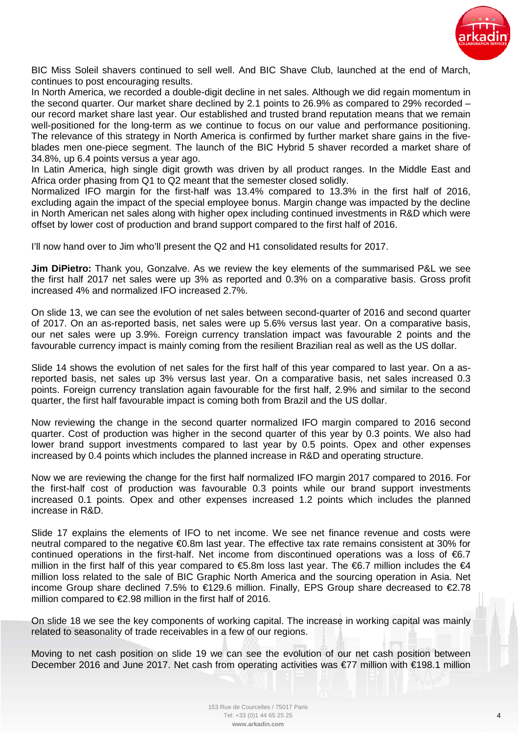BIC Miss Soleil shavers continued to sell well. And BIC Shave Club, launched at the end of March, continues to post encouraging results.

In North America, we recorded a double-digit decline in net sales. Although we did regain momentum in the second quarter. Our market share declined by 2.1 points to 26.9% as compared to 29% recorded – our record market share last year. Our established and trusted brand reputation means that we remain well-positioned for the long-term as we continue to focus on our value and performance positioning. The relevance of this strategy in North America is confirmed by further market share gains in the five-blades men one-piece segment. The launch of the BIC Hybrid 5 shaver recorded a market share of 34.8%, up 6.4 points versus a year ago.

In Latin America, high single digit growth was driven by all product ranges. In the Middle East and Africa order phasing from Q1 to Q2 meant that the semester closed solidly.

Normalized IFO margin for the first-half was 13.4% compared to 13.3% in the first half of 2016, excluding again the impact of the special employee bonus. Margin change was impacted by the decline in North American net sales along with higher opex including continued investments in R&D which were offset by lower cost of production and brand support compared to the first half of 2016.

I'll now hand over to Jim who'll present the Q2 and H1 consolidated results for 2017.

**Jim DiPietro:** Thank you, Gonzalve. As we review the key elements of the summarised P&L we see the first half 2017 net sales were up 3% as reported and 0.3% on a comparative basis. Gross profit increased 4% and normalized IFO increased 2.7%.

On slide 13, we can see the evolution of net sales between second-quarter of 2016 and second quarter of 2017. On an as-reported basis, net sales were up 5.6% versus last year. On a comparative basis, our net sales were up 3.9%. Foreign currency translation impact was favourable 2 points and the favourable currency impact is mainly coming from the resilient Brazilian real as well as the US dollar.

Slide 14 shows the evolution of net sales for the first half of this year compared to last year. On a as-reported basis, net sales up 3% versus last year. On a comparative basis, net sales increased 0.3 points. Foreign currency translation again favourable for the first half, 2.9% and similar to the second quarter, the first half favourable impact is coming both from Brazil and the US dollar.

Now reviewing the change in the second quarter normalized IFO margin compared to 2016 second quarter. Cost of production was higher in the second quarter of this year by 0.3 points. We also had lower brand support investments compared to last year by 0.5 points. Opex and other expenses increased by 0.4 points which includes the planned increase in R&D and operating structure.

Now we are reviewing the change for the first half normalized IFO margin 2017 compared to 2016. For the first-half cost of production was favourable 0.3 points while our brand support investments increased 0.1 points. Opex and other expenses increased 1.2 points which includes the planned increase in R&D.

Slide 17 explains the elements of IFO to net income. We see net finance revenue and costs were neutral compared to the negative €0.8m last year. The effective tax rate remains consistent at 30% for continued operations in the first-half. Net income from discontinued operations was a loss of €6.7 million in the first half of this year compared to €5.8m loss last year. The €6.7 million includes the €4 million loss related to the sale of BIC Graphic North America and the sourcing operation in Asia. Net income Group share declined 7.5% to €129.6 million. Finally, EPS Group share decreased to €2.78 million compared to €2.98 million in the first half of 2016.

On slide 18 we see the key components of working capital. The increase in working capital was mainly related to seasonality of trade receivables in a few of our regions.

Moving to net cash position on slide 19 we can see the evolution of our net cash position between December 2016 and June 2017. Net cash from operating activities was €77 million with €198.1 million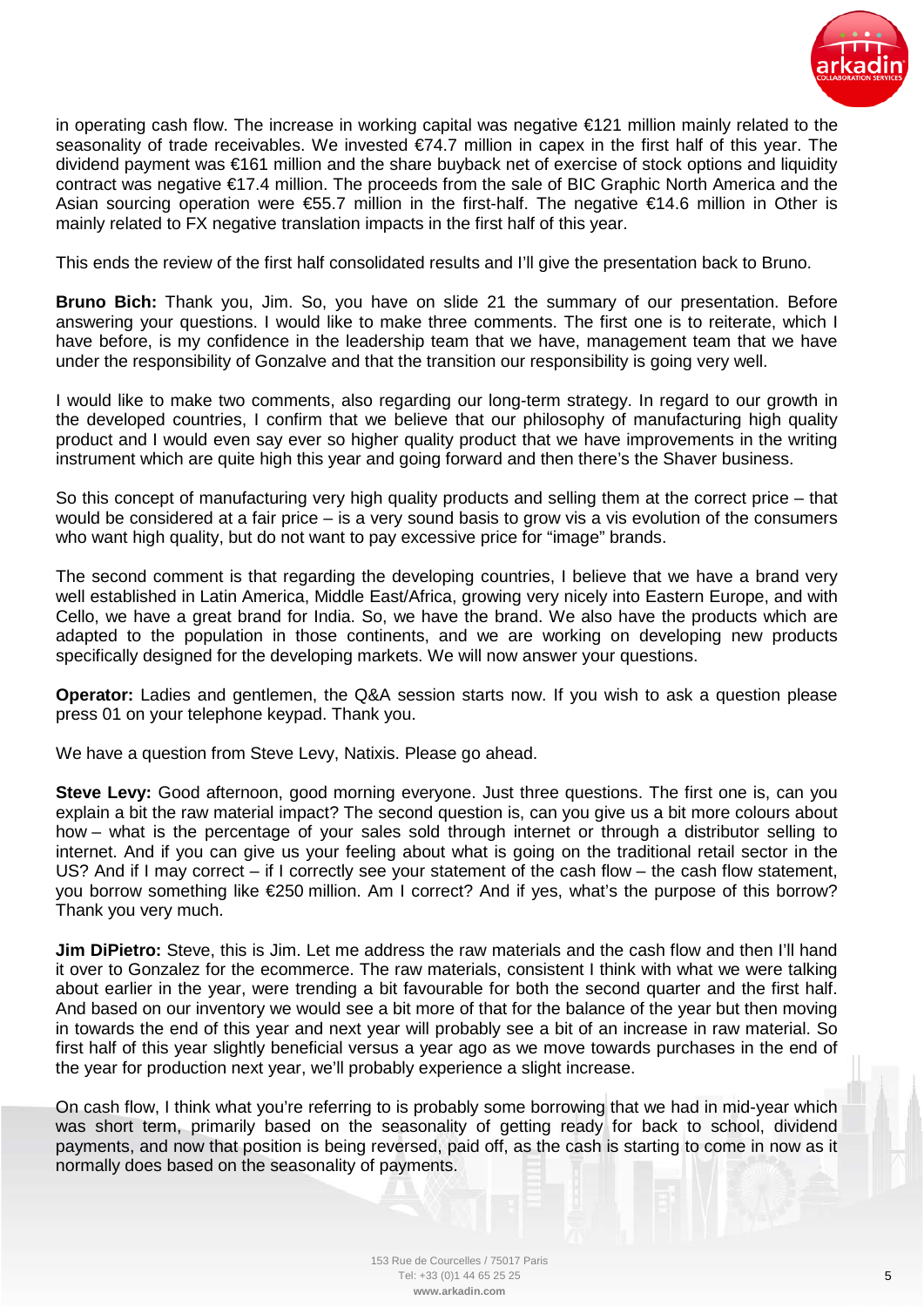in operating cash flow. The increase in working capital was negative €121 million mainly related to the seasonality of trade receivables. We invested €74.7 million in capex in the first half of this year. The dividend payment was €161 million and the share buyback net of exercise of stock options and liquidity contract was negative €17.4 million. The proceeds from the sale of BIC Graphic North America and the Asian sourcing operation were €55.7 million in the first-half. The negative €14.6 million in Other is mainly related to FX negative translation impacts in the first half of this year.

This ends the review of the first half consolidated results and I'll give the presentation back to Bruno.

**Bruno Bich:** Thank you, Jim. So, you have on slide 21 the summary of our presentation. Before answering your questions. I would like to make three comments. The first one is to reiterate, which I have before, is my confidence in the leadership team that we have, management team that we have under the responsibility of Gonzalve and that the transition our responsibility is going very well.

I would like to make two comments, also regarding our long-term strategy. In regard to our growth in the developed countries, I confirm that we believe that our philosophy of manufacturing high quality product and I would even say ever so higher quality product that we have improvements in the writing instrument which are quite high this year and going forward and then there's the Shaver business.

So this concept of manufacturing very high quality products and selling them at the correct price – that would be considered at a fair price – is a very sound basis to grow vis a vis evolution of the consumers who want high quality, but do not want to pay excessive price for "image" brands.

The second comment is that regarding the developing countries, I believe that we have a brand very well established in Latin America, Middle East/Africa, growing very nicely into Eastern Europe, and with Cello, we have a great brand for India. So, we have the brand. We also have the products which are adapted to the population in those continents, and we are working on developing new products specifically designed for the developing markets. We will now answer your questions.

**Operator:** Ladies and gentlemen, the Q&A session starts now. If you wish to ask a question please press 01 on your telephone keypad. Thank you.

We have a question from Steve Levy, Natixis. Please go ahead.

**Steve Levy:** Good afternoon, good morning everyone. Just three questions. The first one is, can you explain a bit the raw material impact? The second question is, can you give us a bit more colours about how – what is the percentage of your sales sold through internet or through a distributor selling to internet. And if you can give us your feeling about what is going on the traditional retail sector in the US? And if I may correct – if I correctly see your statement of the cash flow – the cash flow statement, you borrow something like €250 million. Am I correct? And if yes, what's the purpose of this borrow? Thank you very much.

**Jim DiPietro:** Steve, this is Jim. Let me address the raw materials and the cash flow and then I'll hand it over to Gonzalez for the ecommerce. The raw materials, consistent I think with what we were talking about earlier in the year, were trending a bit favourable for both the second quarter and the first half. And based on our inventory we would see a bit more of that for the balance of the year but then moving in towards the end of this year and next year will probably see a bit of an increase in raw material. So first half of this year slightly beneficial versus a year ago as we move towards purchases in the end of the year for production next year, we'll probably experience a slight increase.

On cash flow, I think what you're referring to is probably some borrowing that we had in mid-year which was short term, primarily based on the seasonality of getting ready for back to school, dividend payments, and now that position is being reversed, paid off, as the cash is starting to come in now as it normally does based on the seasonality of payments.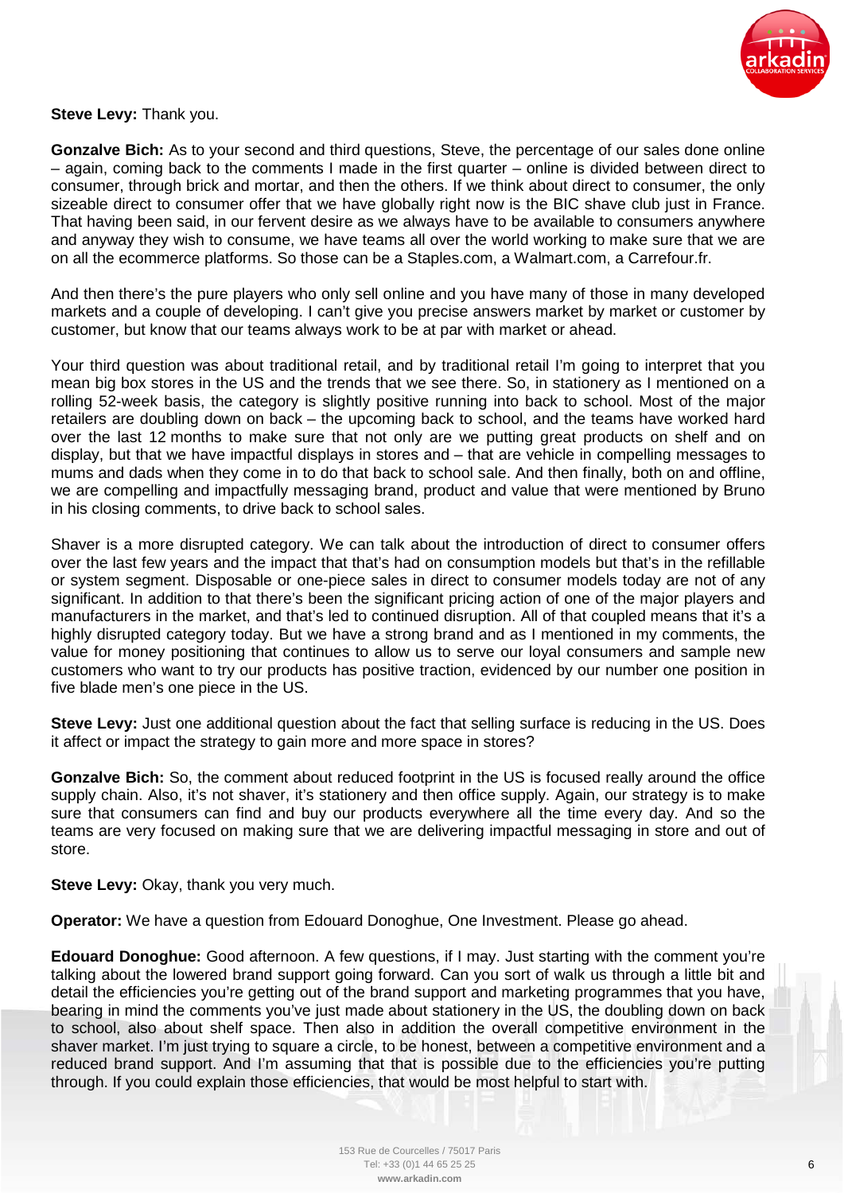**Steve Levy:** Thank you.

**Gonzalve Bich:** As to your second and third questions, Steve, the percentage of our sales done online – again, coming back to the comments I made in the first quarter – online is divided between direct to consumer, through brick and mortar, and then the others. If we think about direct to consumer, the only sizeable direct to consumer offer that we have globally right now is the BIC shave club just in France. That having been said, in our fervent desire as we always have to be available to consumers anywhere and anyway they wish to consume, we have teams all over the world working to make sure that we are on all the ecommerce platforms. So those can be a Staples.com, a Walmart.com, a Carrefour.fr.

And then there's the pure players who only sell online and you have many of those in many developed markets and a couple of developing. I can't give you precise answers market by market or customer by customer, but know that our teams always work to be at par with market or ahead.

Your third question was about traditional retail, and by traditional retail I'm going to interpret that you mean big box stores in the US and the trends that we see there. So, in stationery as I mentioned on a rolling 52-week basis, the category is slightly positive running into back to school. Most of the major retailers are doubling down on back – the upcoming back to school, and the teams have worked hard over the last 12 months to make sure that not only are we putting great products on shelf and on display, but that we have impactful displays in stores and – that are vehicle in compelling messages to mums and dads when they come in to do that back to school sale. And then finally, both on and offline, we are compelling and impactfully messaging brand, product and value that were mentioned by Bruno in his closing comments, to drive back to school sales.

Shaver is a more disrupted category. We can talk about the introduction of direct to consumer offers over the last few years and the impact that that's had on consumption models but that's in the refillable or system segment. Disposable or one-piece sales in direct to consumer models today are not of any significant. In addition to that there's been the significant pricing action of one of the major players and manufacturers in the market, and that's led to continued disruption. All of that coupled means that it's a highly disrupted category today. But we have a strong brand and as I mentioned in my comments, the value for money positioning that continues to allow us to serve our loyal consumers and sample new customers who want to try our products has positive traction, evidenced by our number one position in five blade men's one piece in the US.

**Steve Levy:** Just one additional question about the fact that selling surface is reducing in the US. Does it affect or impact the strategy to gain more and more space in stores?

**Gonzalve Bich:** So, the comment about reduced footprint in the US is focused really around the office supply chain. Also, it's not shaver, it's stationery and then office supply. Again, our strategy is to make sure that consumers can find and buy our products everywhere all the time every day. And so the teams are very focused on making sure that we are delivering impactful messaging in store and out of store.

**Steve Levy:** Okay, thank you very much.

**Operator:** We have a question from Edouard Donoghue, One Investment. Please go ahead.

**Edouard Donoghue:** Good afternoon. A few questions, if I may. Just starting with the comment you're talking about the lowered brand support going forward. Can you sort of walk us through a little bit and detail the efficiencies you're getting out of the brand support and marketing programmes that you have, bearing in mind the comments you've just made about stationery in the US, the doubling down on back to school, also about shelf space. Then also in addition the overall competitive environment in the shaver market. I'm just trying to square a circle, to be honest, between a competitive environment and a reduced brand support. And I'm assuming that that is possible due to the efficiencies you're putting through. If you could explain those efficiencies, that would be most helpful to start with.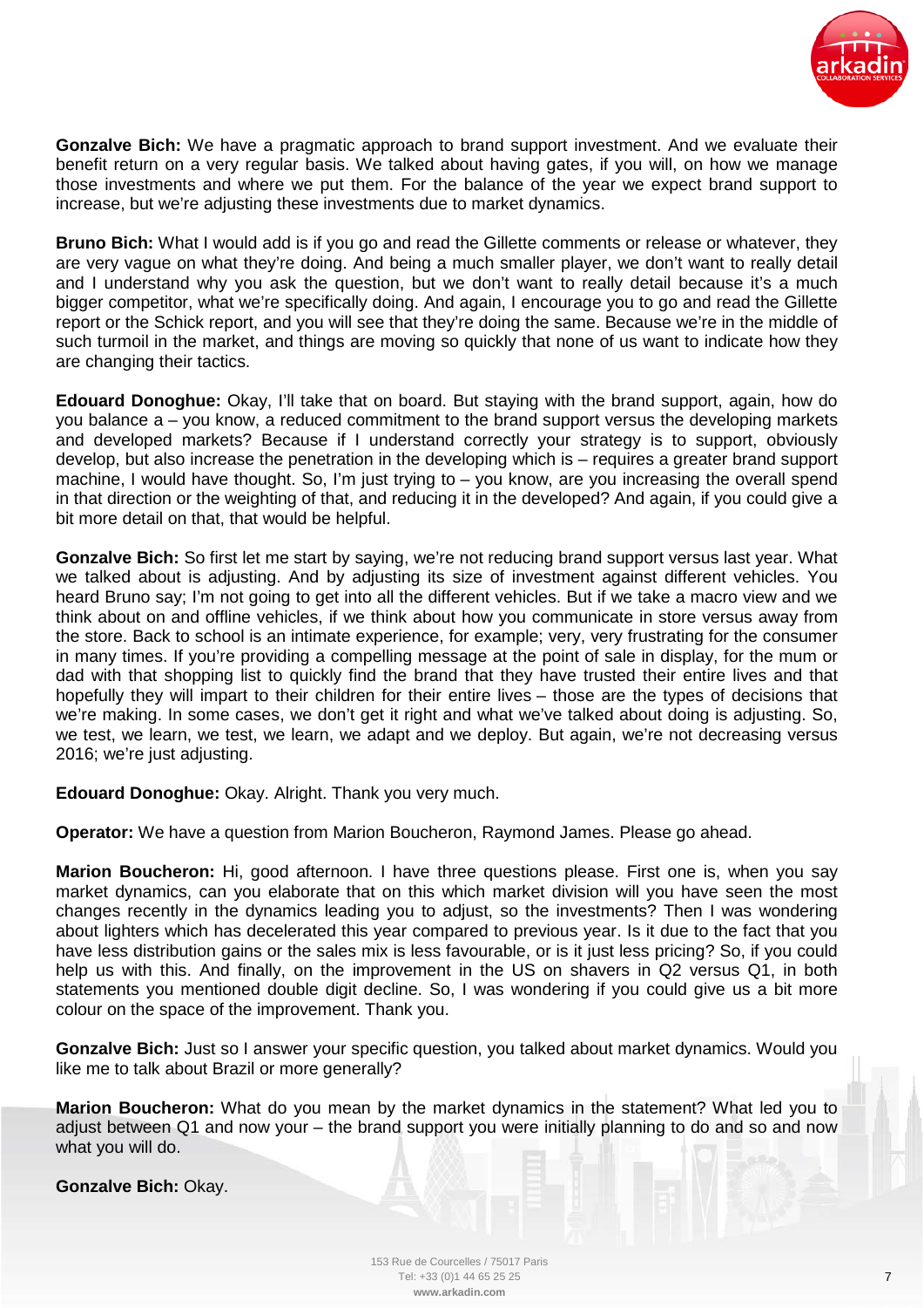**Gonzalve Bich:** We have a pragmatic approach to brand support investment. And we evaluate their benefit return on a very regular basis. We talked about having gates, if you will, on how we manage those investments and where we put them. For the balance of the year we expect brand support to increase, but we're adjusting these investments due to market dynamics.

**Bruno Bich:** What I would add is if you go and read the Gillette comments or release or whatever, they are very vague on what they're doing. And being a much smaller player, we don't want to really detail and I understand why you ask the question, but we don't want to really detail because it's a much bigger competitor, what we're specifically doing. And again, I encourage you to go and read the Gillette report or the Schick report, and you will see that they're doing the same. Because we're in the middle of such turmoil in the market, and things are moving so quickly that none of us want to indicate how they are changing their tactics.

**Edouard Donoghue:** Okay, I'll take that on board. But staying with the brand support, again, how do you balance a – you know, a reduced commitment to the brand support versus the developing markets and developed markets? Because if I understand correctly your strategy is to support, obviously develop, but also increase the penetration in the developing which is – requires a greater brand support machine, I would have thought. So, I'm just trying to – you know, are you increasing the overall spend in that direction or the weighting of that, and reducing it in the developed? And again, if you could give a bit more detail on that, that would be helpful.

**Gonzalve Bich:** So first let me start by saying, we're not reducing brand support versus last year. What we talked about is adjusting. And by adjusting its size of investment against different vehicles. You heard Bruno say; I'm not going to get into all the different vehicles. But if we take a macro view and we think about on and offline vehicles, if we think about how you communicate in store versus away from the store. Back to school is an intimate experience, for example; very, very frustrating for the consumer in many times. If you're providing a compelling message at the point of sale in display, for the mum or dad with that shopping list to quickly find the brand that they have trusted their entire lives and that hopefully they will impart to their children for their entire lives – those are the types of decisions that we're making. In some cases, we don't get it right and what we've talked about doing is adjusting. So, we test, we learn, we test, we learn, we adapt and we deploy. But again, we're not decreasing versus 2016; we're just adjusting.

**Edouard Donoghue:** Okay. Alright. Thank you very much.

**Operator:** We have a question from Marion Boucheron, Raymond James. Please go ahead.

**Marion Boucheron:** Hi, good afternoon. I have three questions please. First one is, when you say market dynamics, can you elaborate that on this which market division will you have seen the most changes recently in the dynamics leading you to adjust, so the investments? Then I was wondering about lighters which has decelerated this year compared to previous year. Is it due to the fact that you have less distribution gains or the sales mix is less favourable, or is it just less pricing? So, if you could help us with this. And finally, on the improvement in the US on shavers in Q2 versus Q1, in both statements you mentioned double digit decline. So, I was wondering if you could give us a bit more colour on the space of the improvement. Thank you.

**Gonzalve Bich:** Just so I answer your specific question, you talked about market dynamics. Would you like me to talk about Brazil or more generally?

**Marion Boucheron:** What do you mean by the market dynamics in the statement? What led you to adjust between Q1 and now your – the brand support you were initially planning to do and so and now what you will do.

**Gonzalve Bich:** Okay.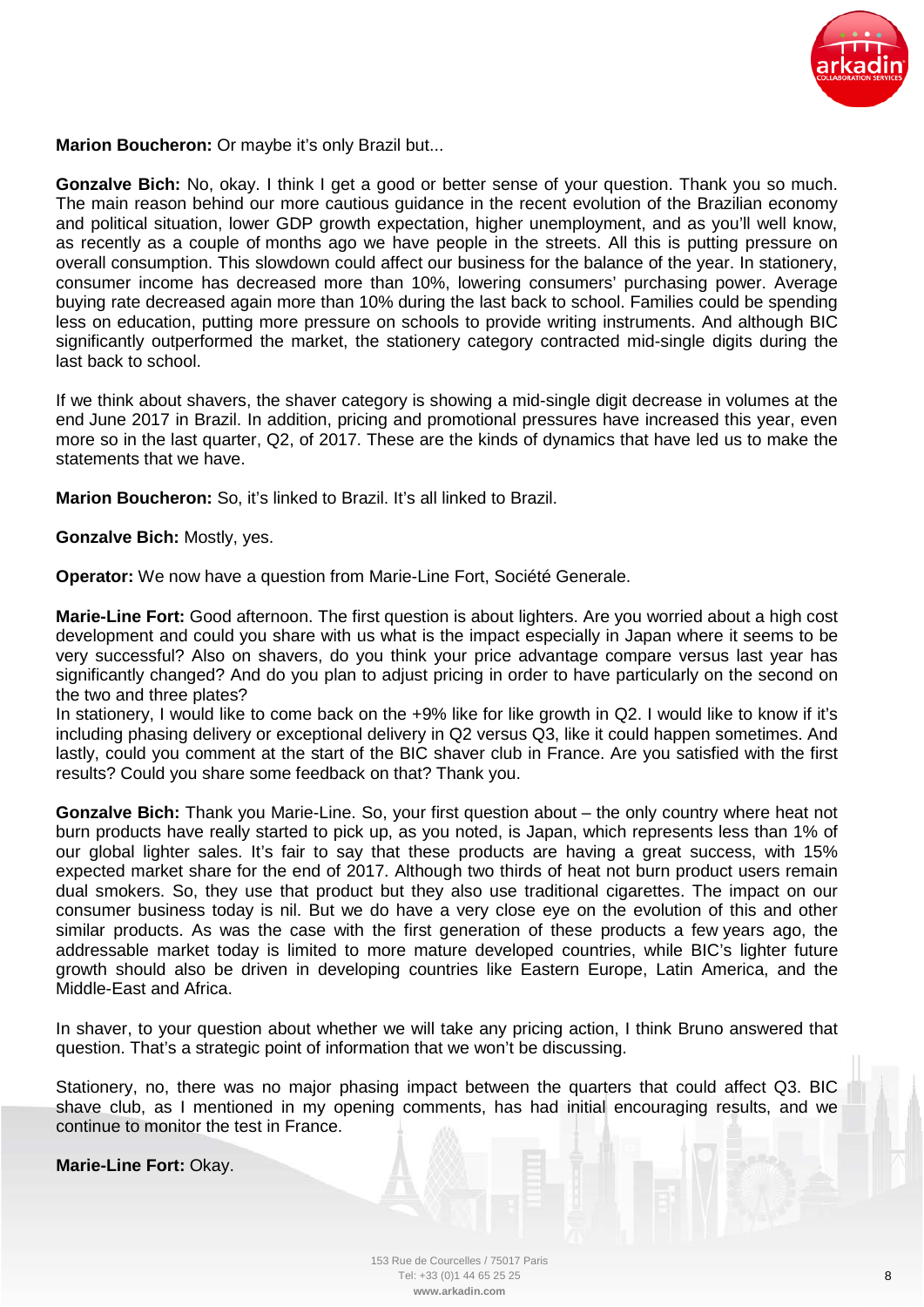**Marion Boucheron:** Or maybe it's only Brazil but...

**Gonzalve Bich:** No, okay. I think I get a good or better sense of your question. Thank you so much. The main reason behind our more cautious guidance in the recent evolution of the Brazilian economy and political situation, lower GDP growth expectation, higher unemployment, and as you'll well know, as recently as a couple of months ago we have people in the streets. All this is putting pressure on overall consumption. This slowdown could affect our business for the balance of the year. In stationery, consumer income has decreased more than 10%, lowering consumers' purchasing power. Average buying rate decreased again more than 10% during the last back to school. Families could be spending less on education, putting more pressure on schools to provide writing instruments. And although BIC significantly outperformed the market, the stationery category contracted mid-single digits during the last back to school.

If we think about shavers, the shaver category is showing a mid-single digit decrease in volumes at the end June 2017 in Brazil. In addition, pricing and promotional pressures have increased this year, even more so in the last quarter, Q2, of 2017. These are the kinds of dynamics that have led us to make the statements that we have.

**Marion Boucheron:** So, it's linked to Brazil. It's all linked to Brazil.

**Gonzalve Bich:** Mostly, yes.

**Operator:** We now have a question from Marie-Line Fort, Société Generale.

**Marie-Line Fort:** Good afternoon. The first question is about lighters. Are you worried about a high cost development and could you share with us what is the impact especially in Japan where it seems to be very successful? Also on shavers, do you think your price advantage compare versus last year has significantly changed? And do you plan to adjust pricing in order to have particularly on the second on the two and three plates?
In stationery, I would like to come back on the +9% like for like growth in Q2. I would like to know if it's including phasing delivery or exceptional delivery in Q2 versus Q3, like it could happen sometimes. And lastly, could you comment at the start of the BIC shaver club in France. Are you satisfied with the first results? Could you share some feedback on that? Thank you.

**Gonzalve Bich:** Thank you Marie-Line. So, your first question about – the only country where heat not burn products have really started to pick up, as you noted, is Japan, which represents less than 1% of our global lighter sales. It's fair to say that these products are having a great success, with 15% expected market share for the end of 2017. Although two thirds of heat not burn product users remain dual smokers. So, they use that product but they also use traditional cigarettes. The impact on our consumer business today is nil. But we do have a very close eye on the evolution of this and other similar products. As was the case with the first generation of these products a few years ago, the addressable market today is limited to more mature developed countries, while BIC's lighter future growth should also be driven in developing countries like Eastern Europe, Latin America, and the Middle-East and Africa.

In shaver, to your question about whether we will take any pricing action, I think Bruno answered that question. That's a strategic point of information that we won't be discussing.

Stationery, no, there was no major phasing impact between the quarters that could affect Q3. BIC shave club, as I mentioned in my opening comments, has had initial encouraging results, and we continue to monitor the test in France.

**Marie-Line Fort:** Okay.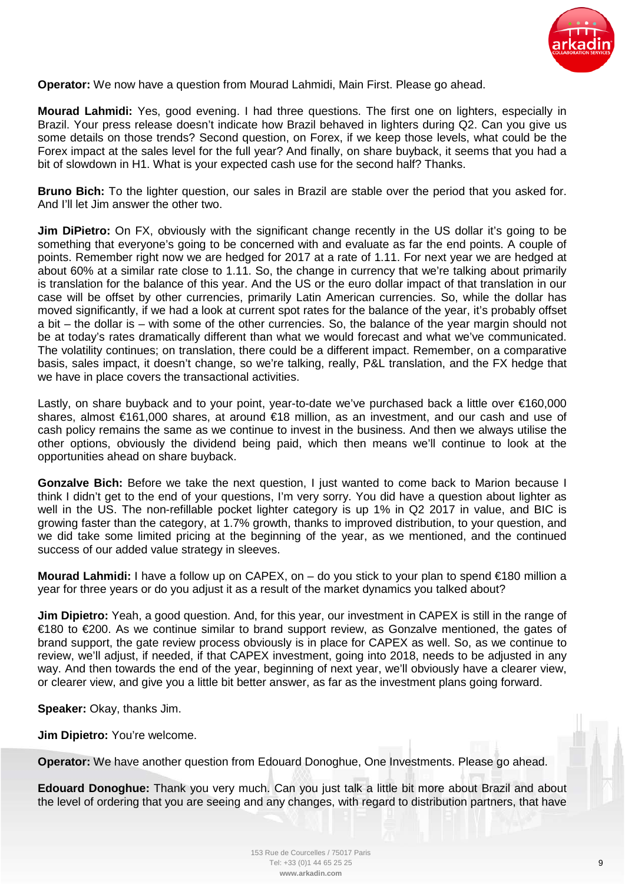**Operator:** We now have a question from Mourad Lahmidi, Main First. Please go ahead.

**Mourad Lahmidi:** Yes, good evening. I had three questions. The first one on lighters, especially in Brazil. Your press release doesn't indicate how Brazil behaved in lighters during Q2. Can you give us some details on those trends? Second question, on Forex, if we keep those levels, what could be the Forex impact at the sales level for the full year? And finally, on share buyback, it seems that you had a bit of slowdown in H1. What is your expected cash use for the second half? Thanks.

**Bruno Bich:** To the lighter question, our sales in Brazil are stable over the period that you asked for. And I'll let Jim answer the other two.

**Jim DiPietro:** On FX, obviously with the significant change recently in the US dollar it's going to be something that everyone's going to be concerned with and evaluate as far the end points. A couple of points. Remember right now we are hedged for 2017 at a rate of 1.11. For next year we are hedged at about 60% at a similar rate close to 1.11. So, the change in currency that we're talking about primarily is translation for the balance of this year. And the US or the euro dollar impact of that translation in our case will be offset by other currencies, primarily Latin American currencies. So, while the dollar has moved significantly, if we had a look at current spot rates for the balance of the year, it's probably offset a bit – the dollar is – with some of the other currencies. So, the balance of the year margin should not be at today's rates dramatically different than what we would forecast and what we've communicated. The volatility continues; on translation, there could be a different impact. Remember, on a comparative basis, sales impact, it doesn't change, so we're talking, really, P&L translation, and the FX hedge that we have in place covers the transactional activities.

Lastly, on share buyback and to your point, year-to-date we've purchased back a little over €160,000 shares, almost €161,000 shares, at around €18 million, as an investment, and our cash and use of cash policy remains the same as we continue to invest in the business. And then we always utilise the other options, obviously the dividend being paid, which then means we'll continue to look at the opportunities ahead on share buyback.

**Gonzalve Bich:** Before we take the next question, I just wanted to come back to Marion because I think I didn't get to the end of your questions, I'm very sorry. You did have a question about lighter as well in the US. The non-refillable pocket lighter category is up 1% in Q2 2017 in value, and BIC is growing faster than the category, at 1.7% growth, thanks to improved distribution, to your question, and we did take some limited pricing at the beginning of the year, as we mentioned, and the continued success of our added value strategy in sleeves.

**Mourad Lahmidi:** I have a follow up on CAPEX, on – do you stick to your plan to spend €180 million a year for three years or do you adjust it as a result of the market dynamics you talked about?

**Jim Dipietro:** Yeah, a good question. And, for this year, our investment in CAPEX is still in the range of €180 to €200. As we continue similar to brand support review, as Gonzalve mentioned, the gates of brand support, the gate review process obviously is in place for CAPEX as well. So, as we continue to review, we'll adjust, if needed, if that CAPEX investment, going into 2018, needs to be adjusted in any way. And then towards the end of the year, beginning of next year, we'll obviously have a clearer view, or clearer view, and give you a little bit better answer, as far as the investment plans going forward.

**Speaker:** Okay, thanks Jim.

**Jim Dipietro:** You're welcome.

**Operator:** We have another question from Edouard Donoghue, One Investments. Please go ahead.

**Edouard Donoghue:** Thank you very much. Can you just talk a little bit more about Brazil and about the level of ordering that you are seeing and any changes, with regard to distribution partners, that have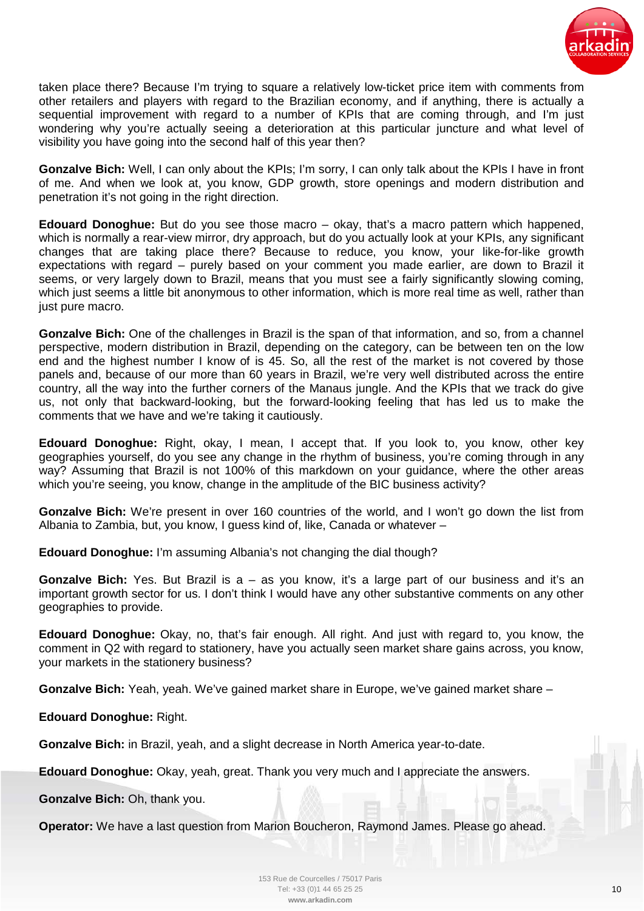taken place there? Because I'm trying to square a relatively low-ticket price item with comments from other retailers and players with regard to the Brazilian economy, and if anything, there is actually a sequential improvement with regard to a number of KPIs that are coming through, and I'm just wondering why you're actually seeing a deterioration at this particular juncture and what level of visibility you have going into the second half of this year then?

**Gonzalve Bich:** Well, I can only about the KPIs; I'm sorry, I can only talk about the KPIs I have in front of me. And when we look at, you know, GDP growth, store openings and modern distribution and penetration it's not going in the right direction.

**Edouard Donoghue:** But do you see those macro – okay, that's a macro pattern which happened, which is normally a rear-view mirror, dry approach, but do you actually look at your KPIs, any significant changes that are taking place there? Because to reduce, you know, your like-for-like growth expectations with regard – purely based on your comment you made earlier, are down to Brazil it seems, or very largely down to Brazil, means that you must see a fairly significantly slowing coming, which just seems a little bit anonymous to other information, which is more real time as well, rather than just pure macro.

**Gonzalve Bich:** One of the challenges in Brazil is the span of that information, and so, from a channel perspective, modern distribution in Brazil, depending on the category, can be between ten on the low end and the highest number I know of is 45. So, all the rest of the market is not covered by those panels and, because of our more than 60 years in Brazil, we're very well distributed across the entire country, all the way into the further corners of the Manaus jungle. And the KPIs that we track do give us, not only that backward-looking, but the forward-looking feeling that has led us to make the comments that we have and we're taking it cautiously.

**Edouard Donoghue:** Right, okay, I mean, I accept that. If you look to, you know, other key geographies yourself, do you see any change in the rhythm of business, you're coming through in any way? Assuming that Brazil is not 100% of this markdown on your guidance, where the other areas which you're seeing, you know, change in the amplitude of the BIC business activity?

**Gonzalve Bich:** We're present in over 160 countries of the world, and I won't go down the list from Albania to Zambia, but, you know, I guess kind of, like, Canada or whatever –

**Edouard Donoghue:** I'm assuming Albania's not changing the dial though?

**Gonzalve Bich:** Yes. But Brazil is a – as you know, it's a large part of our business and it's an important growth sector for us. I don't think I would have any other substantive comments on any other geographies to provide.

**Edouard Donoghue:** Okay, no, that's fair enough. All right. And just with regard to, you know, the comment in Q2 with regard to stationery, have you actually seen market share gains across, you know, your markets in the stationery business?

**Gonzalve Bich:** Yeah, yeah. We've gained market share in Europe, we've gained market share –

**Edouard Donoghue:** Right.

**Gonzalve Bich:** in Brazil, yeah, and a slight decrease in North America year-to-date.

**Edouard Donoghue:** Okay, yeah, great. Thank you very much and I appreciate the answers.

**Gonzalve Bich:** Oh, thank you.

**Operator:** We have a last question from Marion Boucheron, Raymond James. Please go ahead.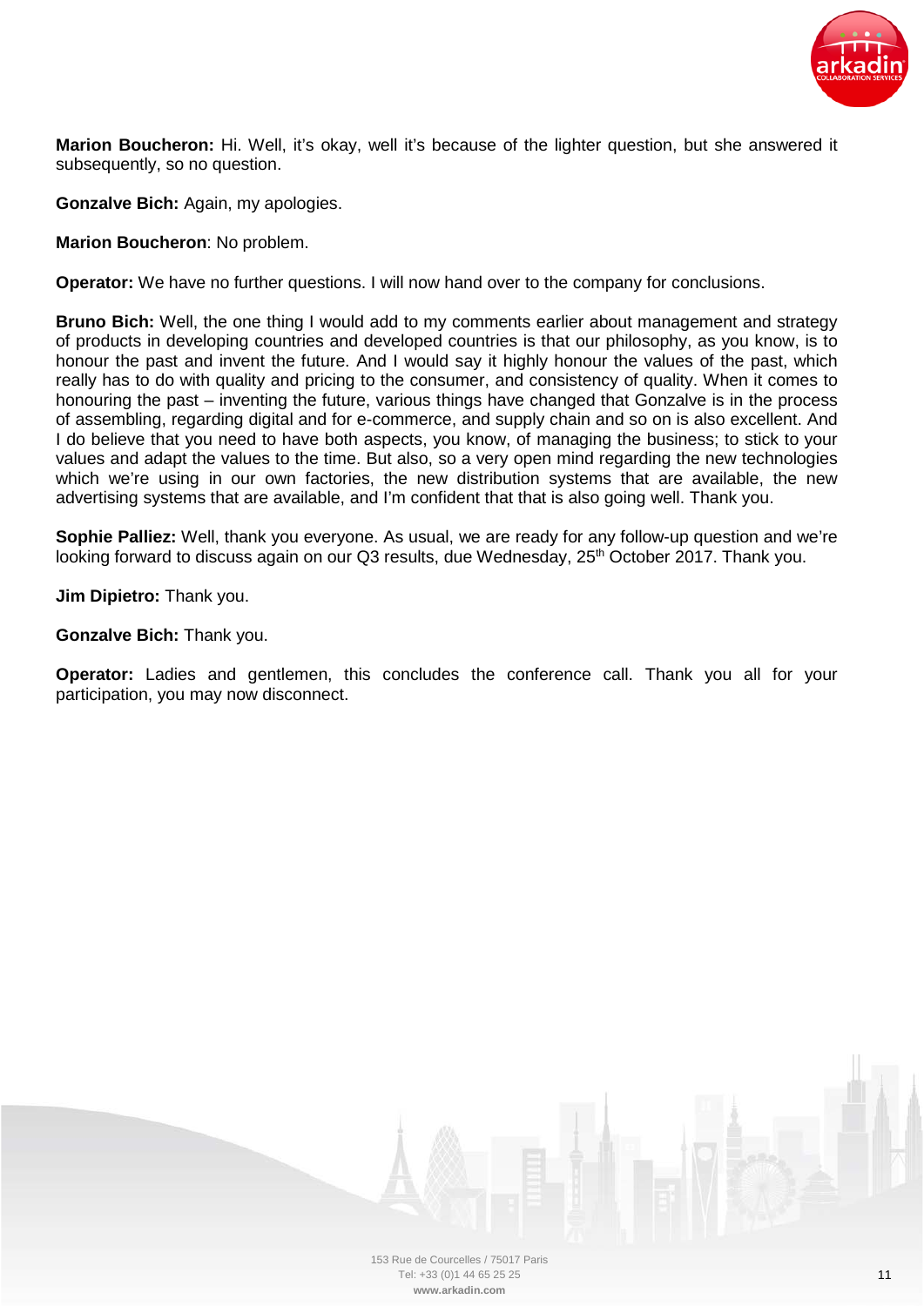**Marion Boucheron:** Hi. Well, it's okay, well it's because of the lighter question, but she answered it subsequently, so no question.

**Gonzalve Bich:** Again, my apologies.

**Marion Boucheron**: No problem.

**Operator:** We have no further questions. I will now hand over to the company for conclusions.

**Bruno Bich:** Well, the one thing I would add to my comments earlier about management and strategy of products in developing countries and developed countries is that our philosophy, as you know, is to honour the past and invent the future. And I would say it highly honour the values of the past, which really has to do with quality and pricing to the consumer, and consistency of quality. When it comes to honouring the past – inventing the future, various things have changed that Gonzalve is in the process of assembling, regarding digital and for e-commerce, and supply chain and so on is also excellent. And I do believe that you need to have both aspects, you know, of managing the business; to stick to your values and adapt the values to the time. But also, so a very open mind regarding the new technologies which we're using in our own factories, the new distribution systems that are available, the new advertising systems that are available, and I'm confident that that is also going well. Thank you.

**Sophie Palliez:** Well, thank you everyone. As usual, we are ready for any follow-up question and we're looking forward to discuss again on our Q3 results, due Wednesday, 25th October 2017. Thank you.

**Jim Dipietro:** Thank you.

**Gonzalve Bich:** Thank you.

**Operator:** Ladies and gentlemen, this concludes the conference call. Thank you all for your participation, you may now disconnect.